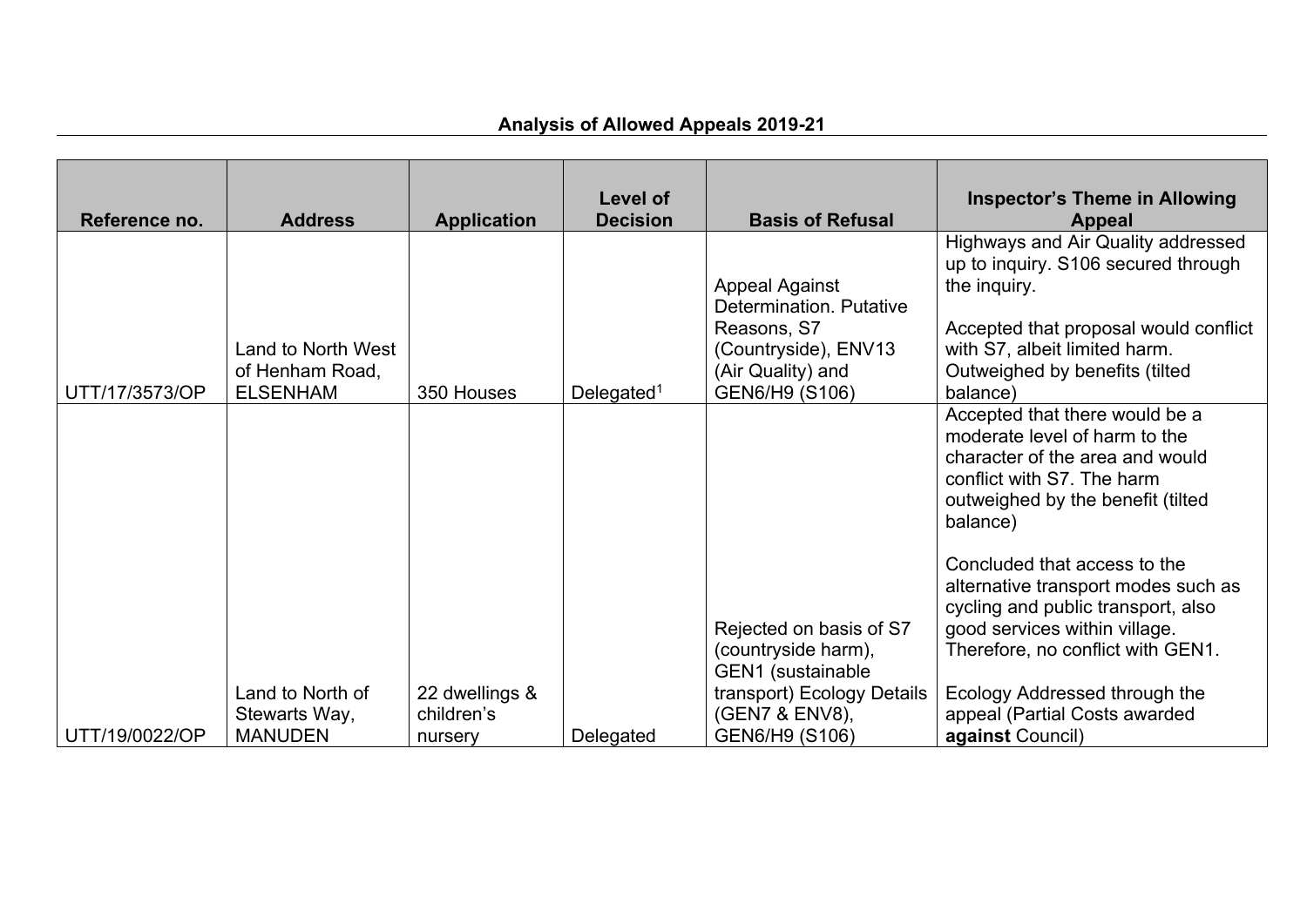**Analysis of Allowed Appeals 2019-21**

| Reference no. | Address | Application | Level of Decision | Basis of Refusal | Inspector's Theme in Allowing Appeal |
|---|---|---|---|---|---|
| UTT/17/3573/OP | Land to North West of Henham Road, ELSENHAM | 350 Houses | Delegated[1] | Appeal Against Determination. Putative Reasons, S7 (Countryside), ENV13 (Air Quality) and GEN6/H9 (S106) | Highways and Air Quality addressed up to inquiry. S106 secured through the inquiry.<br><br>Accepted that proposal would conflict with S7, albeit limited harm. Outweighed by benefits (tilted balance) |
| UTT/19/0022/OP | Land to North of Stewarts Way, MANUDEN | 22 dwellings & children's nursery | Delegated | Rejected on basis of S7 (countryside harm), GEN1 (sustainable transport) Ecology Details (GEN7 & ENV8), GEN6/H9 (S106) | Accepted that there would be a moderate level of harm to the character of the area and would conflict with S7. The harm outweighed by the benefit (tilted balance)<br><br>Concluded that access to the alternative transport modes such as cycling and public transport, also good services within village. Therefore, no conflict with GEN1.<br><br>Ecology Addressed through the appeal (Partial Costs awarded **against** Council) |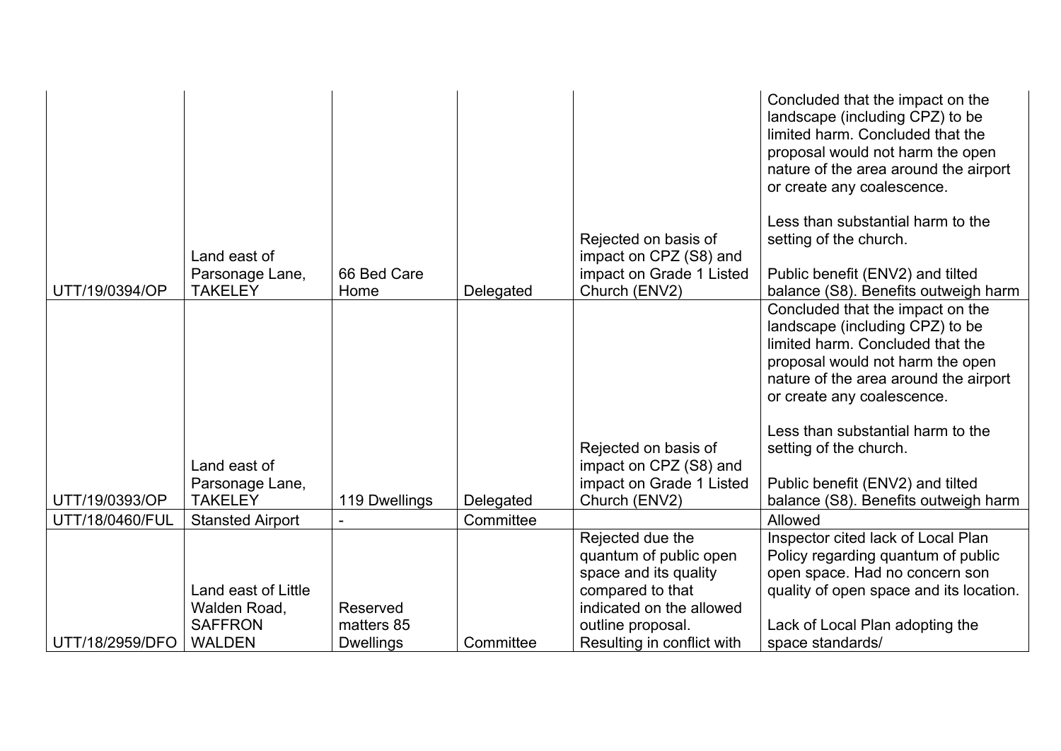| | | | | | |
|---|---|---|---|---|---|
| UTT/19/0394/OP | Land east of Parsonage Lane, TAKELEY | 66 Bed Care Home | Delegated | Rejected on basis of impact on CPZ (S8) and impact on Grade 1 Listed Church (ENV2) | Concluded that the impact on the landscape (including CPZ) to be limited harm. Concluded that the proposal would not harm the open nature of the area around the airport or create any coalescence.<br><br>Less than substantial harm to the setting of the church.<br><br>Public benefit (ENV2) and tilted balance (S8). Benefits outweigh harm |
| UTT/19/0393/OP | Land east of Parsonage Lane, TAKELEY | 119 Dwellings | Delegated | Rejected on basis of impact on CPZ (S8) and impact on Grade 1 Listed Church (ENV2) | Concluded that the impact on the landscape (including CPZ) to be limited harm. Concluded that the proposal would not harm the open nature of the area around the airport or create any coalescence.<br><br>Less than substantial harm to the setting of the church.<br><br>Public benefit (ENV2) and tilted balance (S8). Benefits outweigh harm |
| UTT/18/0460/FUL | Stansted Airport | - | Committee | | Allowed |
| UTT/18/2959/DFO | Land east of Little Walden Road, SAFFRON WALDEN | Reserved matters 85 Dwellings | Committee | Rejected due the quantum of public open space and its quality compared to that indicated on the allowed outline proposal. Resulting in conflict with | Inspector cited lack of Local Plan Policy regarding quantum of public open space. Had no concern son quality of open space and its location.<br><br>Lack of Local Plan adopting the space standards/ |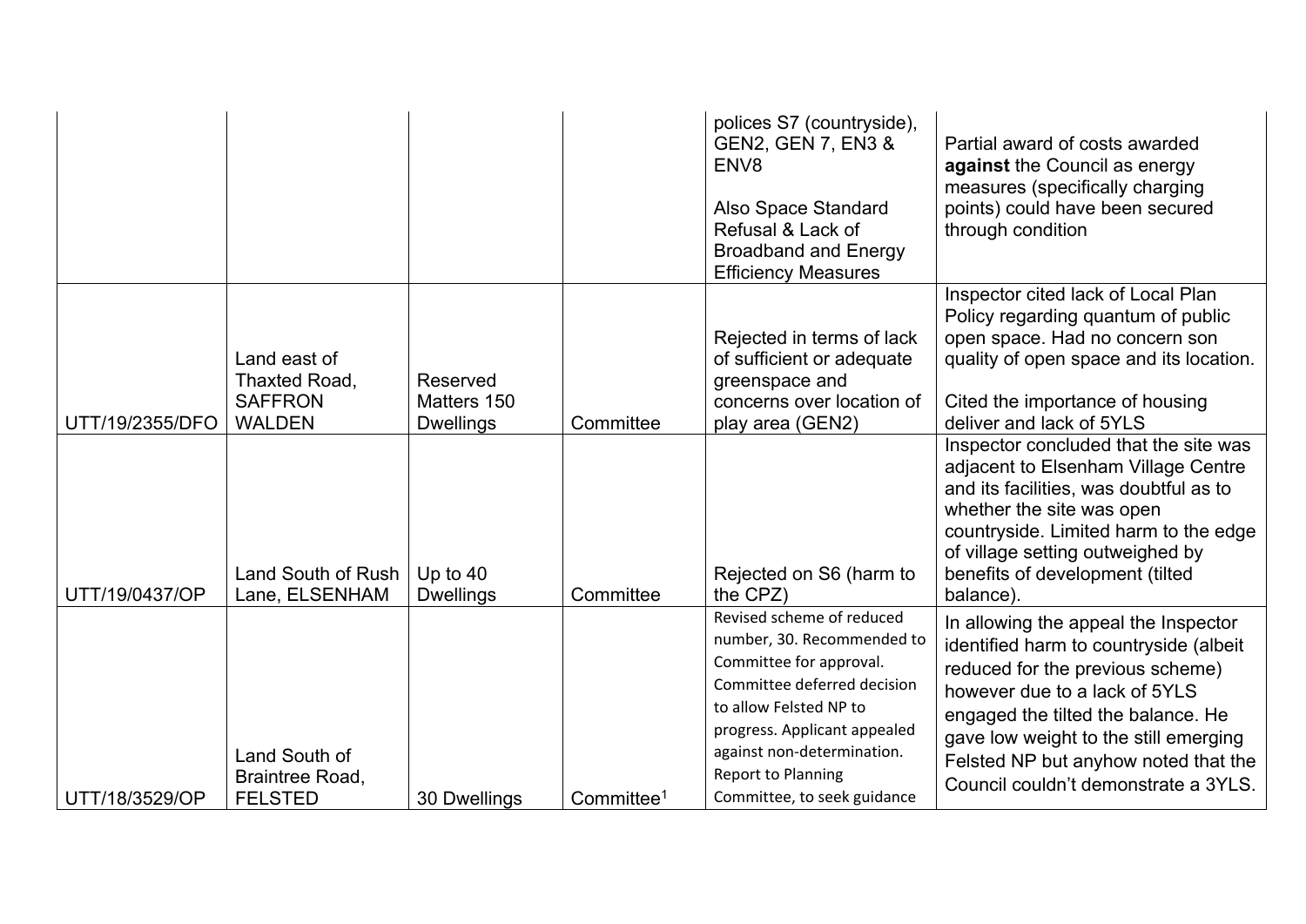| | | | | | |
|---|---|---|---|---|---|
| | | | | polices S7 (countryside), GEN2, GEN 7, EN3 & ENV8<br><br>Also Space Standard Refusal & Lack of Broadband and Energy Efficiency Measures | Partial award of costs awarded **against** the Council as energy measures (specifically charging points) could have been secured through condition |
| UTT/19/2355/DFO | Land east of Thaxted Road, SAFFRON WALDEN | Reserved Matters 150 Dwellings | Committee | Rejected in terms of lack of sufficient or adequate greenspace and concerns over location of play area (GEN2) | Inspector cited lack of Local Plan Policy regarding quantum of public open space. Had no concern son quality of open space and its location.<br><br>Cited the importance of housing deliver and lack of 5YLS |
| UTT/19/0437/OP | Land South of Rush Lane, ELSENHAM | Up to 40 Dwellings | Committee | Rejected on S6 (harm to the CPZ) | Inspector concluded that the site was adjacent to Elsenham Village Centre and its facilities, was doubtful as to whether the site was open countryside. Limited harm to the edge of village setting outweighed by benefits of development (tilted balance). |
| UTT/18/3529/OP | Land South of Braintree Road, FELSTED | 30 Dwellings | Committee[1] | Revised scheme of reduced number, 30. Recommended to Committee for approval. Committee deferred decision to allow Felsted NP to progress. Applicant appealed against non-determination. Report to Planning Committee, to seek guidance | In allowing the appeal the Inspector identified harm to countryside (albeit reduced for the previous scheme) however due to a lack of 5YLS engaged the tilted the balance. He gave low weight to the still emerging Felsted NP but anyhow noted that the Council couldn't demonstrate a 3YLS. |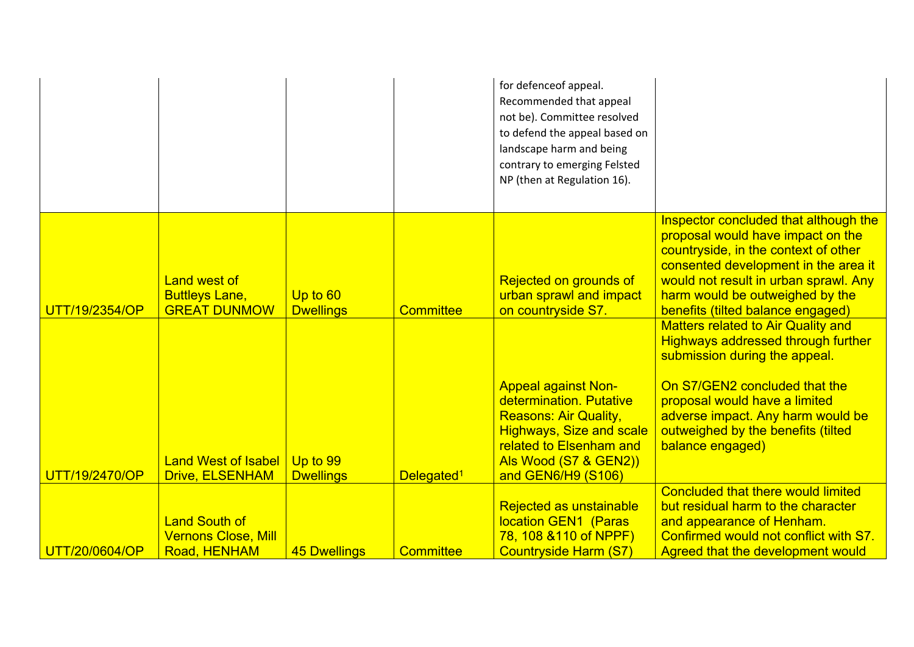| | | | | | |
|---|---|---|---|---|---|
| | | | | for defenceof appeal. Recommended that appeal not be). Committee resolved to defend the appeal based on landscape harm and being contrary to emerging Felsted NP (then at Regulation 16). | |
| UTT/19/2354/OP | Land west of Buttleys Lane, GREAT DUNMOW | Up to 60 Dwellings | Committee | Rejected on grounds of urban sprawl and impact on countryside S7. | Inspector concluded that although the proposal would have impact on the countryside, in the context of other consented development in the area it would not result in urban sprawl. Any harm would be outweighed by the benefits (tilted balance engaged) |
| UTT/19/2470/OP | Land West of Isabel Drive, ELSENHAM | Up to 99 Dwellings | Delegated[1] | Appeal against Non-determination. Putative Reasons: Air Quality, Highways, Size and scale related to Elsenham and Als Wood (S7 & GEN2)) and GEN6/H9 (S106) | Matters related to Air Quality and Highways addressed through further submission during the appeal.<br><br>On S7/GEN2 concluded that the proposal would have a limited adverse impact. Any harm would be outweighed by the benefits (tilted balance engaged) |
| UTT/20/0604/OP | Land South of Vernons Close, Mill Road, HENHAM | 45 Dwellings | Committee | Rejected as unstainable location GEN1 (Paras 78, 108 &110 of NPPF) Countryside Harm (S7) | Concluded that there would limited but residual harm to the character and appearance of Henham. Confirmed would not conflict with S7. Agreed that the development would |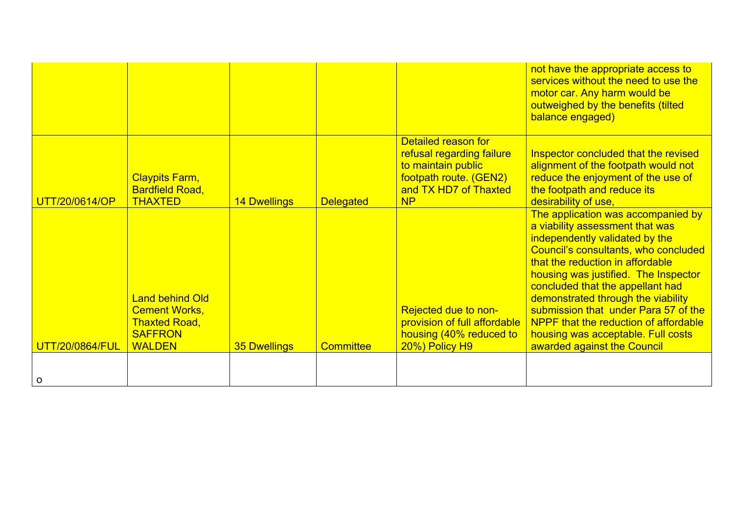| | | | | | |
|---|---|---|---|---|---|
| | | | | | not have the appropriate access to services without the need to use the motor car. Any harm would be outweighed by the benefits (tilted balance engaged) |
| UTT/20/0614/OP | Claypits Farm, Bardfield Road, THAXTED | 14 Dwellings | Delegated | Detailed reason for refusal regarding failure to maintain public footpath route. (GEN2) and TX HD7 of Thaxted NP | Inspector concluded that the revised alignment of the footpath would not reduce the enjoyment of the use of the footpath and reduce its desirability of use, |
| UTT/20/0864/FUL | Land behind Old Cement Works, Thaxted Road, SAFFRON WALDEN | 35 Dwellings | Committee | Rejected due to non-provision of full affordable housing (40% reduced to 20%) Policy H9 | The application was accompanied by a viability assessment that was independently validated by the Council's consultants, who concluded that the reduction in affordable housing was justified. The Inspector concluded that the appellant had demonstrated through the viability submission that under Para 57 of the NPPF that the reduction of affordable housing was acceptable. Full costs awarded against the Council |
| o | | | | | |